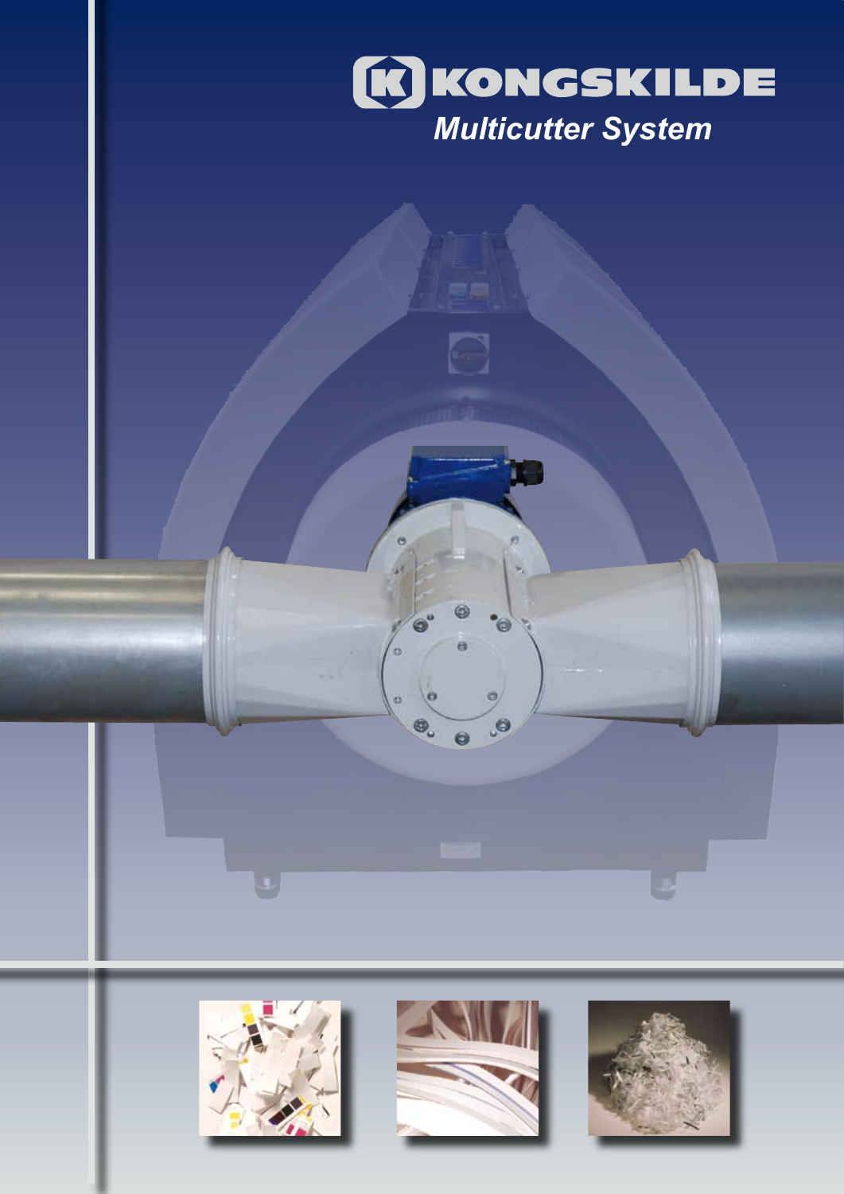# KONGSKILDE

## *Multicutter System*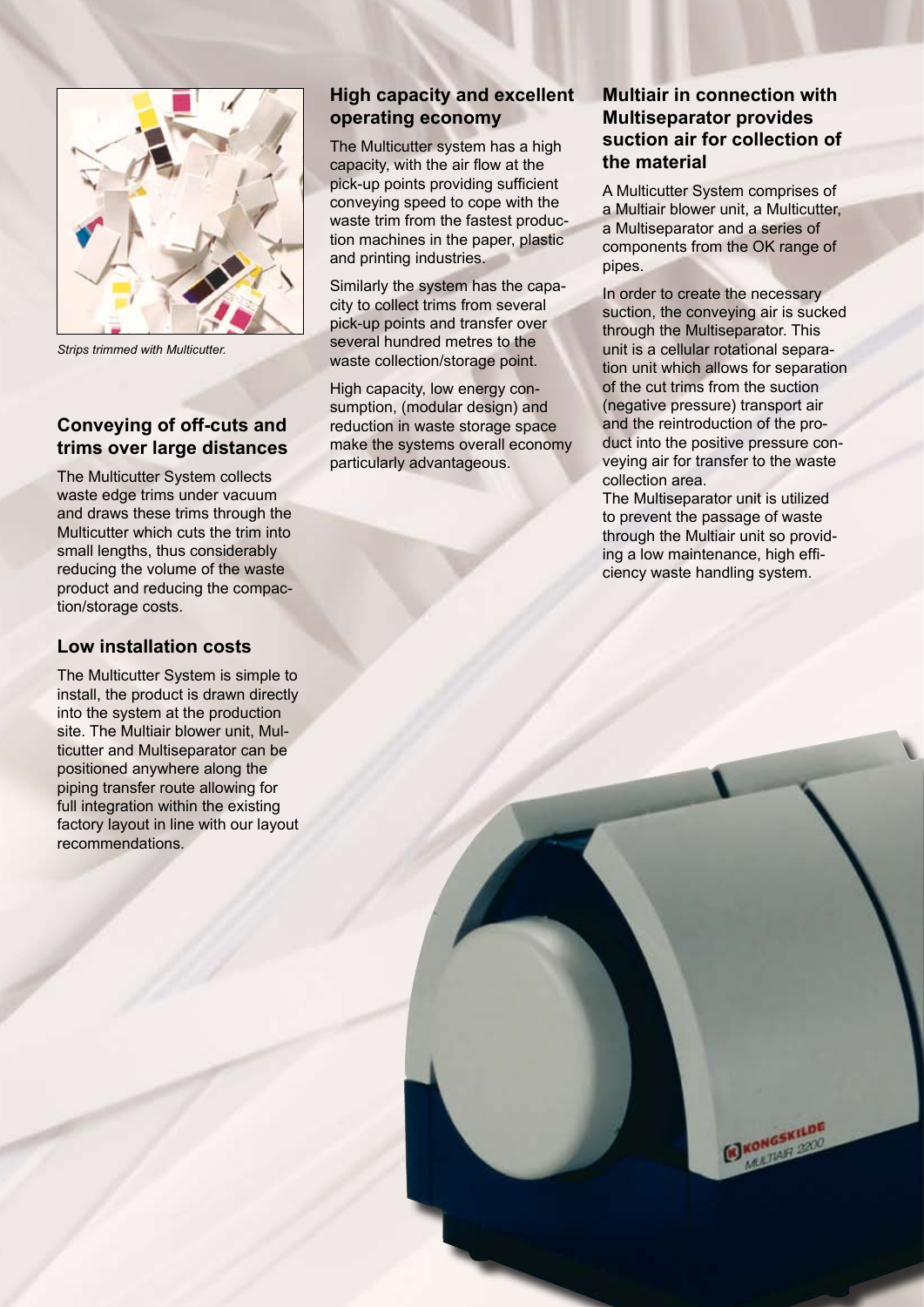*Strips trimmed with Multicutter.*

## Conveying of off-cuts and trims over large distances

The Multicutter System collects waste edge trims under vacuum and draws these trims through the Multicutter which cuts the trim into small lengths, thus considerably reducing the volume of the waste product and reducing the compaction/storage costs.

## Low installation costs

The Multicutter System is simple to install, the product is drawn directly into the system at the production site. The Multiair blower unit, Multicutter and Multiseparator can be positioned anywhere along the piping transfer route allowing for full integration within the existing factory layout in line with our layout recommendations.

## High capacity and excellent operating economy

The Multicutter system has a high capacity, with the air flow at the pick-up points providing sufficient conveying speed to cope with the waste trim from the fastest production machines in the paper, plastic and printing industries.

Similarly the system has the capacity to collect trims from several pick-up points and transfer over several hundred metres to the waste collection/storage point.

High capacity, low energy consumption, (modular design) and reduction in waste storage space make the systems overall economy particularly advantageous.

## Multiair in connection with Multiseparator provides suction air for collection of the material

A Multicutter System comprises of a Multiair blower unit, a Multicutter, a Multiseparator and a series of components from the OK range of pipes.

In order to create the necessary suction, the conveying air is sucked through the Multiseparator. This unit is a cellular rotational separation unit which allows for separation of the cut trims from the suction (negative pressure) transport air and the reintroduction of the product into the positive pressure conveying air for transfer to the waste collection area.
The Multiseparator unit is utilized to prevent the passage of waste through the Multiair unit so providing a low maintenance, high efficiency waste handling system.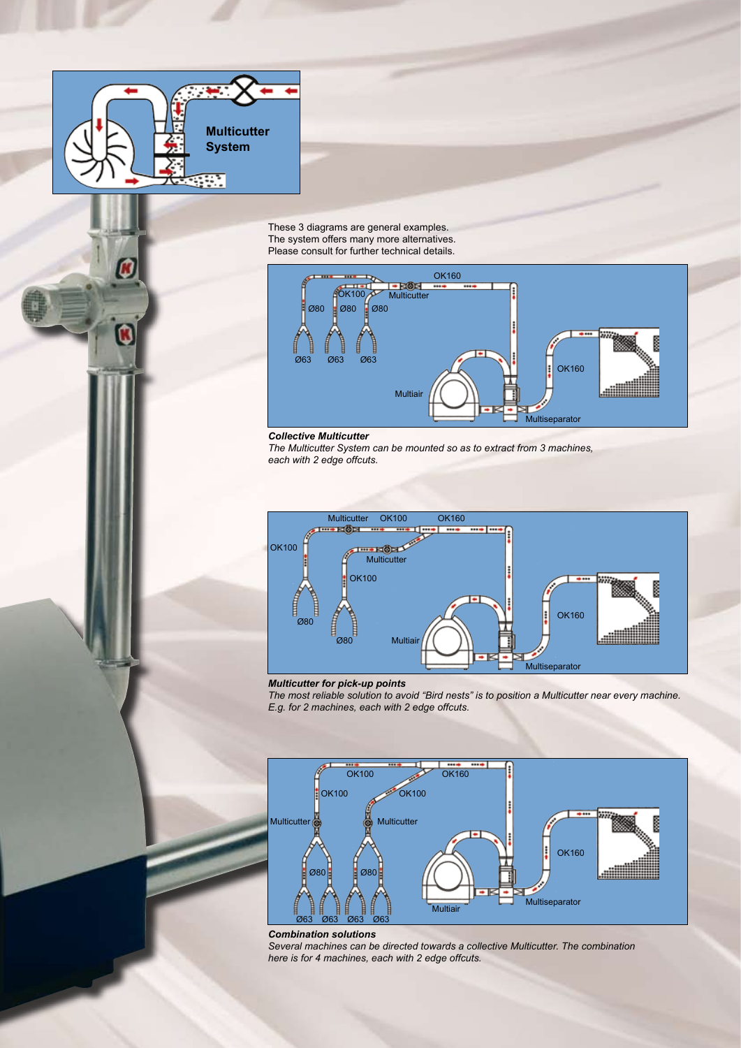## Multicutter System

These 3 diagrams are general examples.
The system offers many more alternatives.
Please consult for further technical details.

OK160
OK100
Multicutter
Ø80 Ø80 Ø80
Ø63 Ø63 Ø63
OK160
Multiair
Multiseparator

***Collective Multicutter***

*The Multicutter System can be mounted so as to extract from 3 machines, each with 2 edge offcuts.*

Multicutter OK100 OK160
OK100
Multicutter
OK100
OK160
Ø80
Ø80
Multiair
Multiseparator

***Multicutter for pick-up points***

*The most reliable solution to avoid "Bird nests" is to position a Multicutter near every machine. E.g. for 2 machines, each with 2 edge offcuts.*

OK100 OK160
OK100 OK100
Multicutter Multicutter
OK160
Ø80 Ø80
Multiair
Multiseparator
Ø63 Ø63 Ø63 Ø63

***Combination solutions***

*Several machines can be directed towards a collective Multicutter. The combination here is for 4 machines, each with 2 edge offcuts.*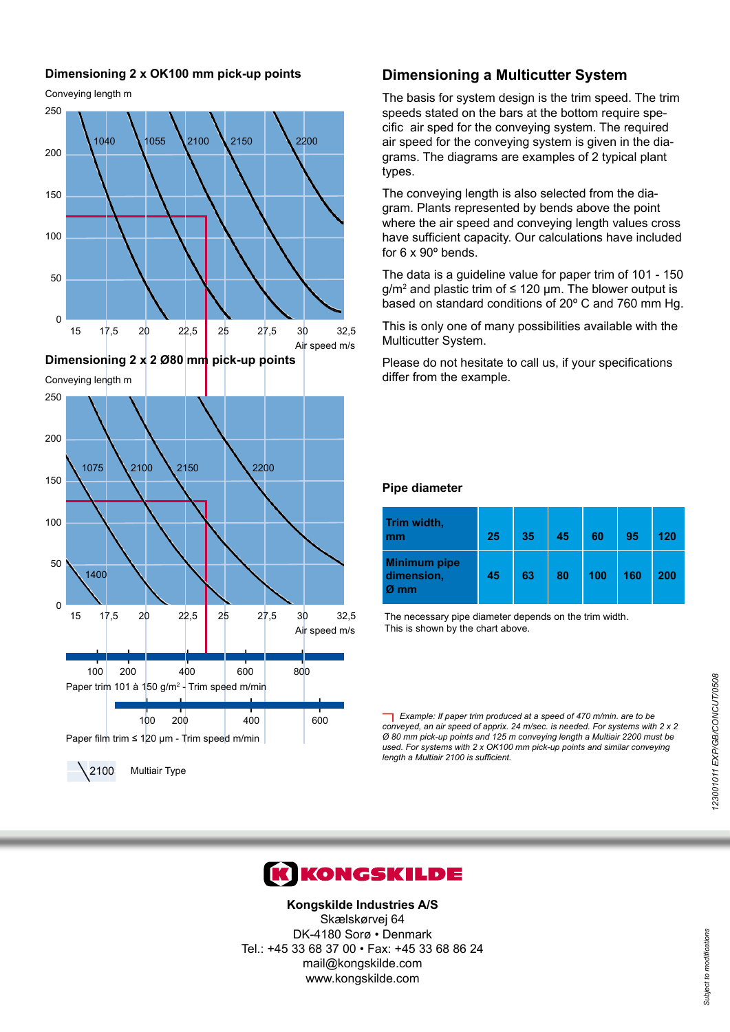### Dimensioning 2 x OK100 mm pick-up points

Conveying length m

250
200
150
100
50
0

1040 1055 2100 2150 2200

15 17,5 20 22,5 25 27,5 30 32,5

Air speed m/s

### Dimensioning 2 x 2 Ø80 mm pick-up points

Conveying length m

250
200
150
100
50
0

1075 2100 2150 2200

1400

15 17,5 20 22,5 25 27,5 30 32,5

Air speed m/s

100 200 400 600 800

Paper trim 101 à 150 g/m² - Trim speed m/min

100 200 400 600

Paper film trim ≤ 120 µm - Trim speed m/min

2100 Multiair Type

## Dimensioning a Multicutter System

The basis for system design is the trim speed. The trim speeds stated on the bars at the bottom require specific air sped for the conveying system. The required air speed for the conveying system is given in the diagrams. The diagrams are examples of 2 typical plant types.

The conveying length is also selected from the diagram. Plants represented by bends above the point where the air speed and conveying length values cross have sufficient capacity. Our calculations have included for 6 x 90º bends.

The data is a guideline value for paper trim of 101 - 150 g/m² and plastic trim of ≤ 120 µm. The blower output is based on standard conditions of 20º C and 760 mm Hg.

This is only one of many possibilities available with the Multicutter System.

Please do not hesitate to call us, if your specifications differ from the example.

### Pipe diameter

| Trim width, mm | 25 | 35 | 45 | 60 | 95 | 120 |
|---|---|---|---|---|---|---|
| Minimum pipe dimension, Ø mm | 45 | 63 | 80 | 100 | 160 | 200 |

The necessary pipe diameter depends on the trim width.
This is shown by the chart above.

*Example: If paper trim produced at a speed of 470 m/min. are to be conveyed, an air speed of apprix. 24 m/sec. is needed. For systems with 2 x 2 Ø 80 mm pick-up points and 125 m conveying length a Multiair 2200 must be used. For systems with 2 x OK100 mm pick-up points and similar conveying length a Multiair 2100 is sufficient.*

123001011 EXP/GB/CONCUT/0508

KONGSKILDE

**Kongskilde Industries A/S**
Skælskørvej 64
DK-4180 Sorø • Denmark
Tel.: +45 33 68 37 00 • Fax: +45 33 68 86 24
mail@kongskilde.com
www.kongskilde.com

*Subject to modifications*